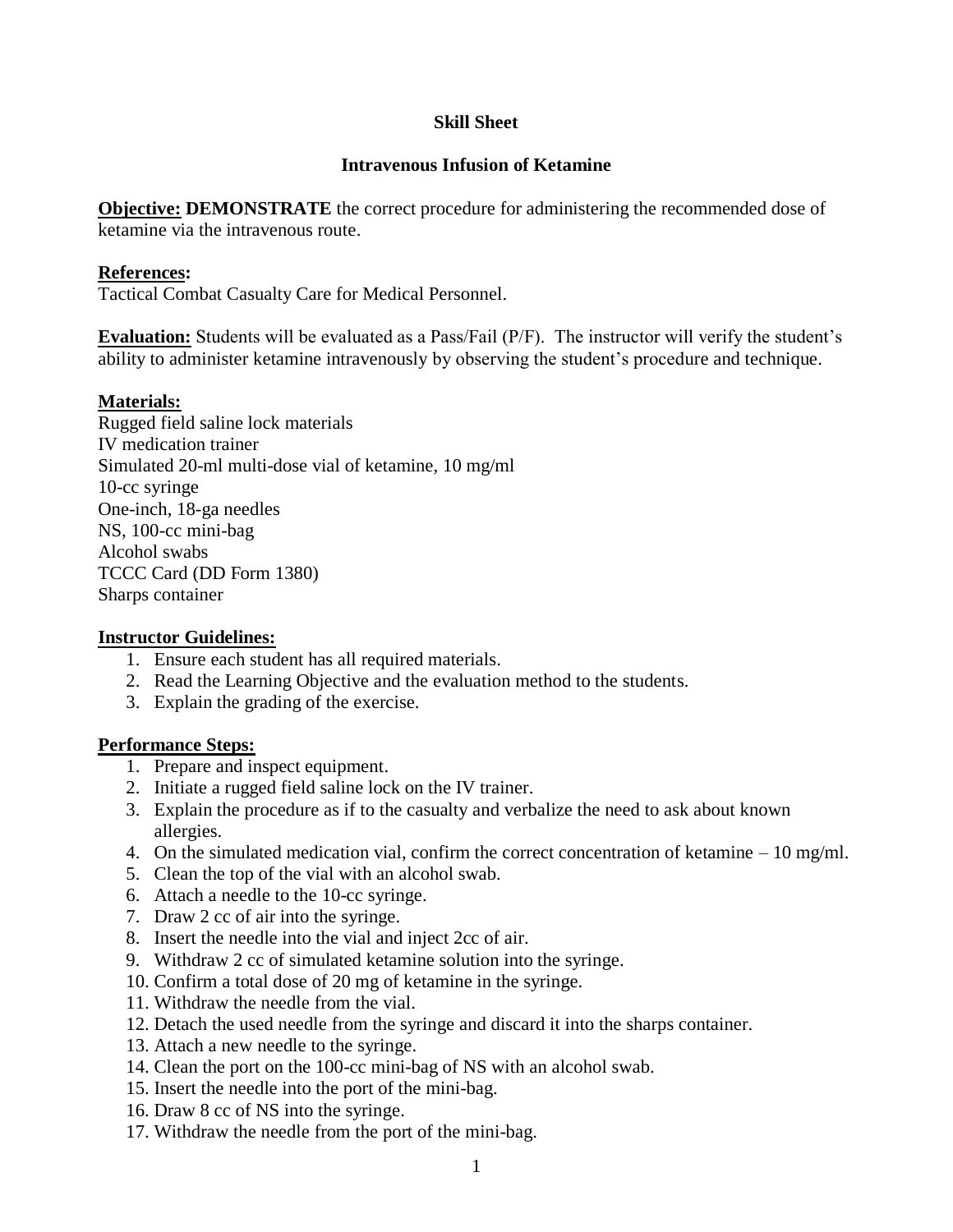**Skill Sheet**

**Intravenous Infusion of Ketamine**

**Objective: DEMONSTRATE** the correct procedure for administering the recommended dose of ketamine via the intravenous route.

**References:**
Tactical Combat Casualty Care for Medical Personnel.

**Evaluation:** Students will be evaluated as a Pass/Fail (P/F). The instructor will verify the student's ability to administer ketamine intravenously by observing the student's procedure and technique.

**Materials:**
Rugged field saline lock materials
IV medication trainer
Simulated 20-ml multi-dose vial of ketamine, 10 mg/ml
10-cc syringe
One-inch, 18-ga needles
NS, 100-cc mini-bag
Alcohol swabs
TCCC Card (DD Form 1380)
Sharps container

**Instructor Guidelines:**

1. Ensure each student has all required materials.
2. Read the Learning Objective and the evaluation method to the students.
3. Explain the grading of the exercise.

**Performance Steps:**

1. Prepare and inspect equipment.
2. Initiate a rugged field saline lock on the IV trainer.
3. Explain the procedure as if to the casualty and verbalize the need to ask about known allergies.
4. On the simulated medication vial, confirm the correct concentration of ketamine – 10 mg/ml.
5. Clean the top of the vial with an alcohol swab.
6. Attach a needle to the 10-cc syringe.
7. Draw 2 cc of air into the syringe.
8. Insert the needle into the vial and inject 2cc of air.
9. Withdraw 2 cc of simulated ketamine solution into the syringe.
10. Confirm a total dose of 20 mg of ketamine in the syringe.
11. Withdraw the needle from the vial.
12. Detach the used needle from the syringe and discard it into the sharps container.
13. Attach a new needle to the syringe.
14. Clean the port on the 100-cc mini-bag of NS with an alcohol swab.
15. Insert the needle into the port of the mini-bag.
16. Draw 8 cc of NS into the syringe.
17. Withdraw the needle from the port of the mini-bag.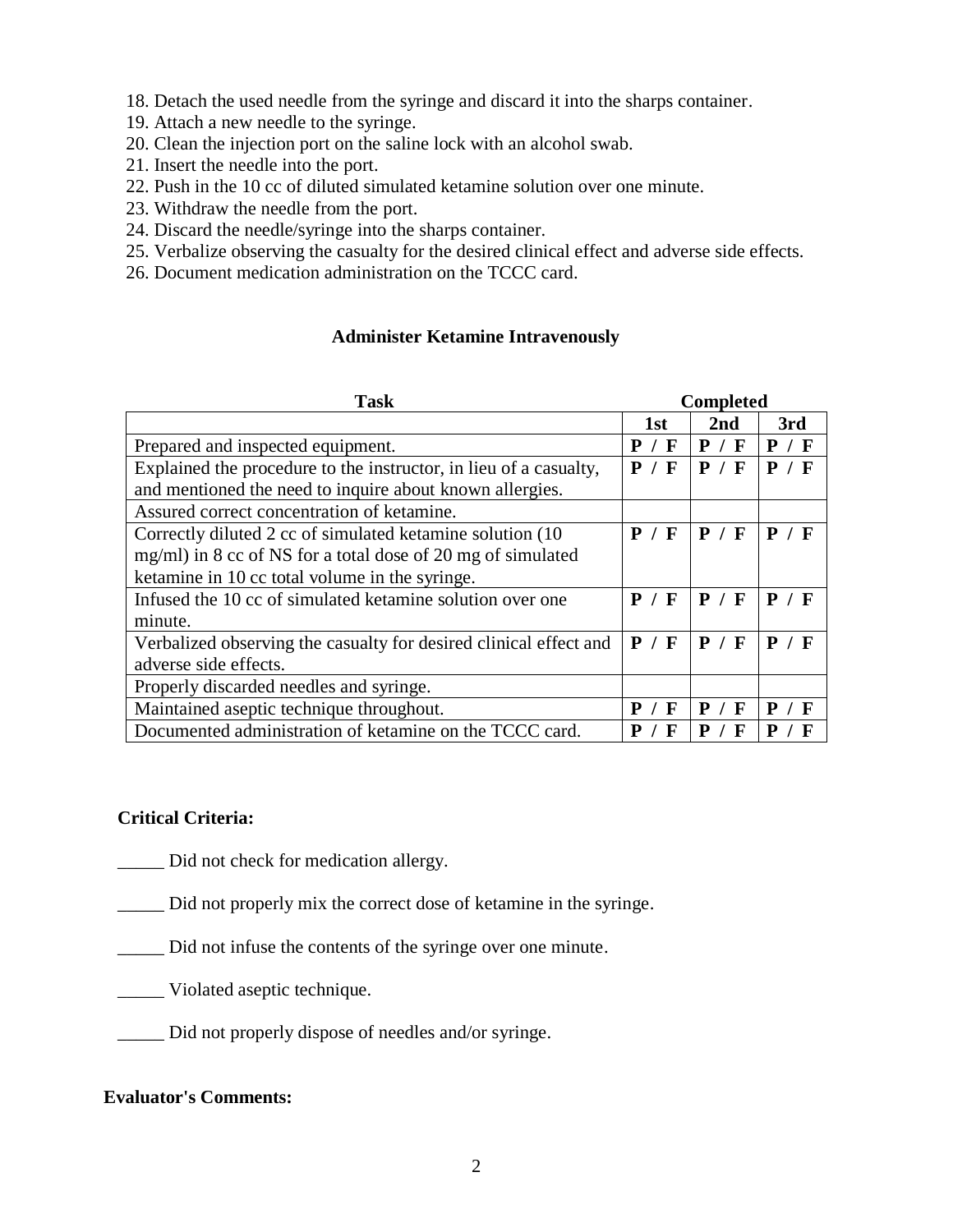18. Detach the used needle from the syringe and discard it into the sharps container.
19. Attach a new needle to the syringe.
20. Clean the injection port on the saline lock with an alcohol swab.
21. Insert the needle into the port.
22. Push in the 10 cc of diluted simulated ketamine solution over one minute.
23. Withdraw the needle from the port.
24. Discard the needle/syringe into the sharps container.
25. Verbalize observing the casualty for the desired clinical effect and adverse side effects.
26. Document medication administration on the TCCC card.

### Administer Ketamine Intravenously

| Task | Completed | | |
|---|---|---|---|
| | 1st | 2nd | 3rd |
| Prepared and inspected equipment. | **P / F** | **P / F** | **P / F** |
| Explained the procedure to the instructor, in lieu of a casualty, and mentioned the need to inquire about known allergies. | **P / F** | **P / F** | **P / F** |
| Assured correct concentration of ketamine. | | | |
| Correctly diluted 2 cc of simulated ketamine solution (10 mg/ml) in 8 cc of NS for a total dose of 20 mg of simulated ketamine in 10 cc total volume in the syringe. | **P / F** | **P / F** | **P / F** |
| Infused the 10 cc of simulated ketamine solution over one minute. | **P / F** | **P / F** | **P / F** |
| Verbalized observing the casualty for desired clinical effect and adverse side effects. | **P / F** | **P / F** | **P / F** |
| Properly discarded needles and syringe. | | | |
| Maintained aseptic technique throughout. | **P / F** | **P / F** | **P / F** |
| Documented administration of ketamine on the TCCC card. | **P / F** | **P / F** | **P / F** |

**Critical Criteria:**

_____ Did not check for medication allergy.

_____ Did not properly mix the correct dose of ketamine in the syringe.

_____ Did not infuse the contents of the syringe over one minute.

_____ Violated aseptic technique.

_____ Did not properly dispose of needles and/or syringe.

**Evaluator's Comments:**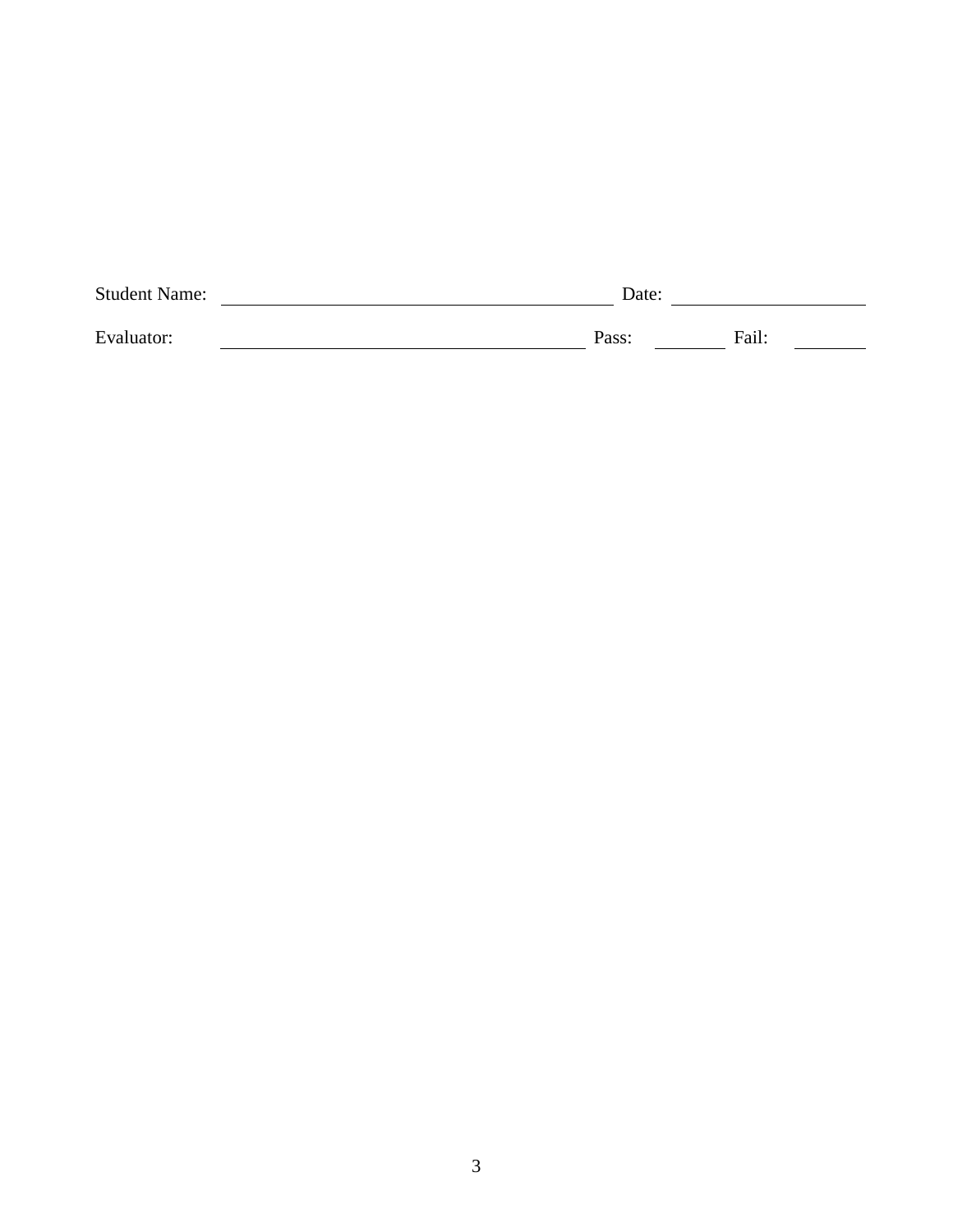Student Name: \_\_\_\_\_\_\_\_\_\_\_\_\_\_\_\_\_\_\_\_\_\_\_\_\_\_\_\_\_\_\_\_\_\_\_\_ Date: \_\_\_\_\_\_\_\_\_\_\_\_\_\_\_\_\_\_\_\_

Evaluator: \_\_\_\_\_\_\_\_\_\_\_\_\_\_\_\_\_\_\_\_\_\_\_\_\_\_\_\_\_\_\_\_\_\_ Pass: \_\_\_\_\_\_\_ Fail: \_\_\_\_\_\_\_